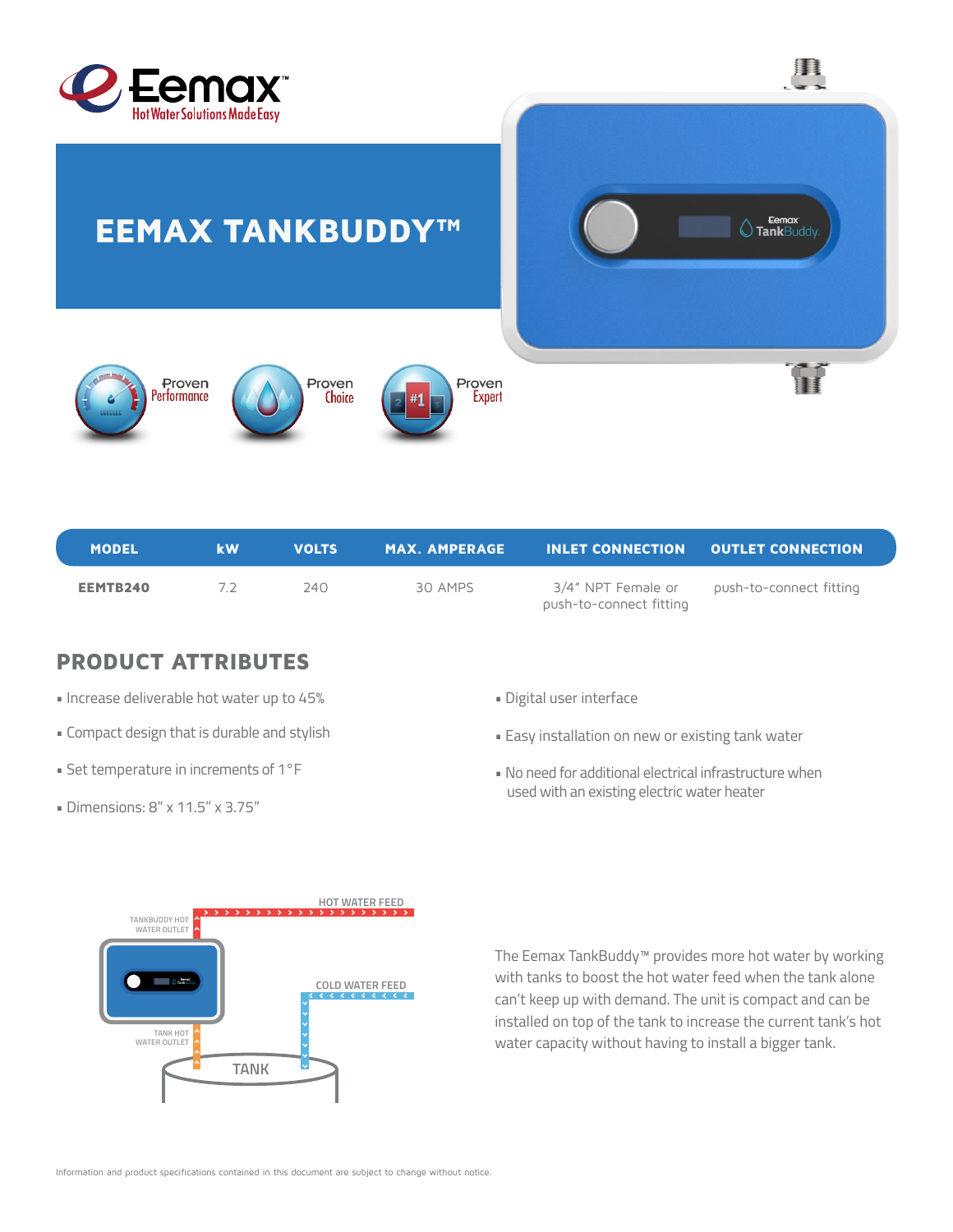# EEMAX TANKBUDDY™

Proven Performance

Proven Choice

Proven Expert

| MODEL | kW | VOLTS | MAX. AMPERAGE | INLET CONNECTION | OUTLET CONNECTION |
|---|---|---|---|---|---|
| **EEMTB240** | 7.2 | 240 | 30 AMPS | 3/4" NPT Female or push-to-connect fitting | push-to-connect fitting |

## PRODUCT ATTRIBUTES

- Increase deliverable hot water up to 45%
- Compact design that is durable and stylish
- Set temperature in increments of 1°F
- Dimensions: 8" x 11.5" x 3.75"
- Digital user interface
- Easy installation on new or existing tank water
- No need for additional electrical infrastructure when used with an existing electric water heater

TANKBUDDY HOT WATER OUTLET

HOT WATER FEED

COLD WATER FEED

TANK HOT WATER OUTLET

TANK

The Eemax TankBuddy™ provides more hot water by working with tanks to boost the hot water feed when the tank alone can't keep up with demand. The unit is compact and can be installed on top of the tank to increase the current tank's hot water capacity without having to install a bigger tank.

Information and product specifications contained in this document are subject to change without notice.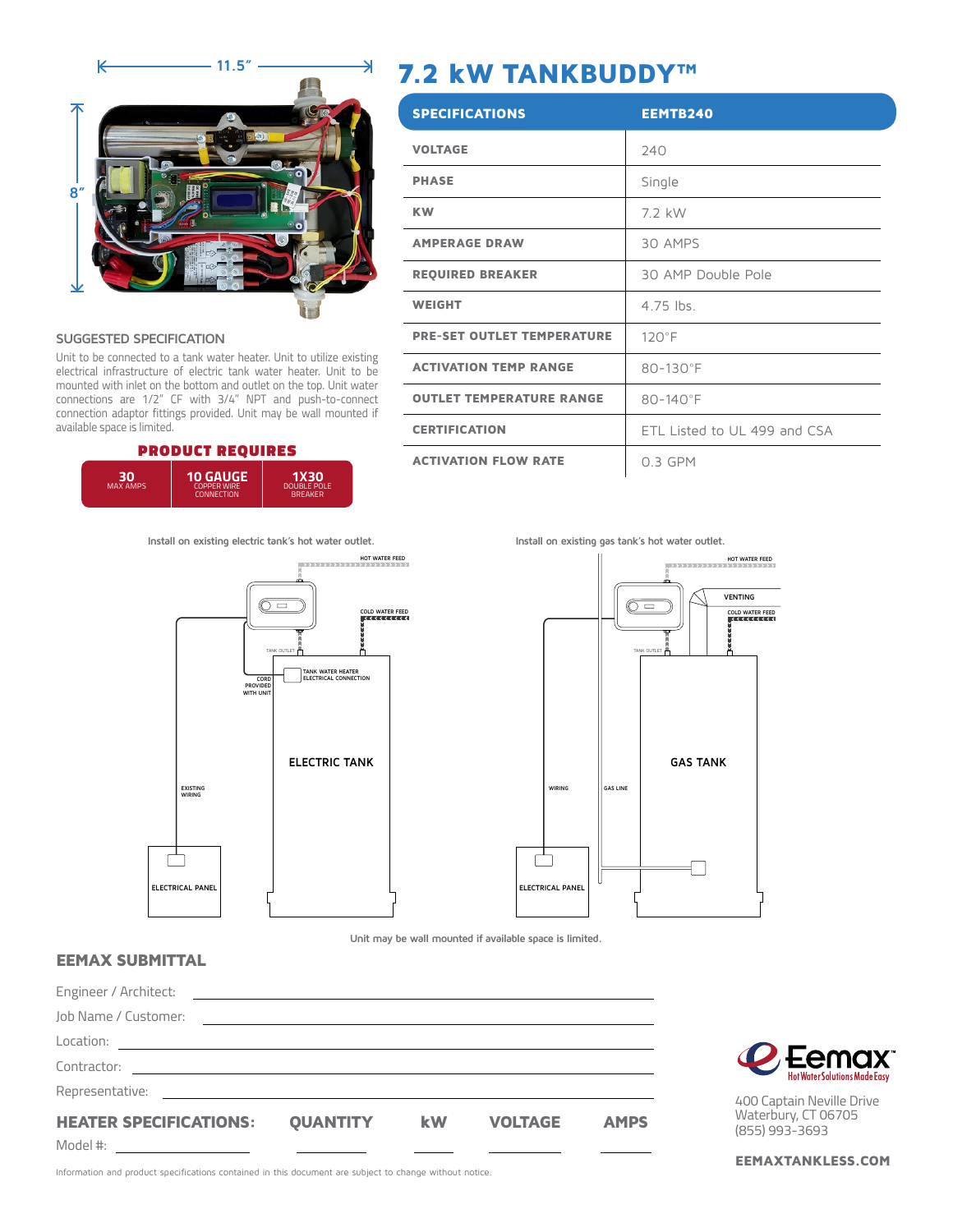11.5"

8"

# 7.2 kW TANKBUDDY™

| SPECIFICATIONS | EEMTB240 |
|---|---|
| VOLTAGE | 240 |
| PHASE | Single |
| KW | 7.2 kW |
| AMPERAGE DRAW | 30 AMPS |
| REQUIRED BREAKER | 30 AMP Double Pole |
| WEIGHT | 4.75 lbs. |
| PRE-SET OUTLET TEMPERATURE | 120°F |
| ACTIVATION TEMP RANGE | 80-130°F |
| OUTLET TEMPERATURE RANGE | 80-140°F |
| CERTIFICATION | ETL Listed to UL 499 and CSA |
| ACTIVATION FLOW RATE | 0.3 GPM |

## SUGGESTED SPECIFICATION

Unit to be connected to a tank water heater. Unit to utilize existing electrical infrastructure of electric tank water heater. Unit to be mounted with inlet on the bottom and outlet on the top. Unit water connections are 1/2" CF with 3/4" NPT and push-to-connect connection adaptor fittings provided. Unit may be wall mounted if available space is limited.

## PRODUCT REQUIRES

| | | |
|---|---|---|
| **30** MAX AMPS | **10 GAUGE** COPPER WIRE CONNECTION | **1X30** DOUBLE POLE BREAKER |

Install on existing electric tank's hot water outlet.

HOT WATER FEED
COLD WATER FEED
TANK OUTLET
TANK WATER HEATER ELECTRICAL CONNECTION
CORD PROVIDED WITH UNIT
ELECTRIC TANK
EXISTING WIRING
ELECTRICAL PANEL

Install on existing gas tank's hot water outlet.

HOT WATER FEED
VENTING
COLD WATER FEED
TANK OUTLET
GAS TANK
WIRING
GAS LINE
ELECTRICAL PANEL

Unit may be wall mounted if available space is limited.

## EEMAX SUBMITTAL

Engineer / Architect: ______________________

Job Name / Customer: ______________________

Location: ______________________

Contractor: ______________________

Representative: ______________________

| HEATER SPECIFICATIONS: | QUANTITY | kW | VOLTAGE | AMPS |
|---|---|---|---|---|
| Model #: ______ | ______ | ______ | ______ | ______ |

Eemax
Hot Water Solutions Made Easy

400 Captain Neville Drive
Waterbury, CT 06705
(855) 993-3693

**EEMAXTANKLESS.COM**

Information and product specifications contained in this document are subject to change without notice.